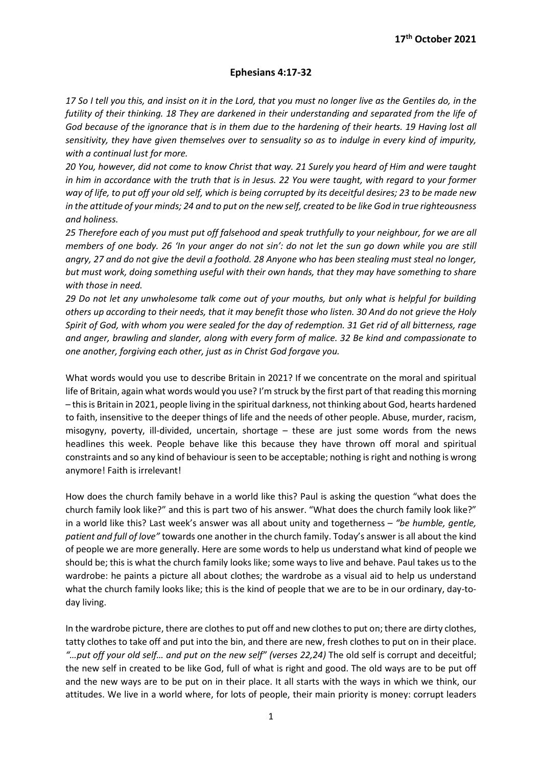**17th October 2021**

## Ephesians 4:17-32

*17 So I tell you this, and insist on it in the Lord, that you must no longer live as the Gentiles do, in the futility of their thinking. 18 They are darkened in their understanding and separated from the life of God because of the ignorance that is in them due to the hardening of their hearts. 19 Having lost all sensitivity, they have given themselves over to sensuality so as to indulge in every kind of impurity, with a continual lust for more.*

*20 You, however, did not come to know Christ that way. 21 Surely you heard of Him and were taught in him in accordance with the truth that is in Jesus. 22 You were taught, with regard to your former way of life, to put off your old self, which is being corrupted by its deceitful desires; 23 to be made new in the attitude of your minds; 24 and to put on the new self, created to be like God in true righteousness and holiness.*

*25 Therefore each of you must put off falsehood and speak truthfully to your neighbour, for we are all members of one body. 26 'In your anger do not sin': do not let the sun go down while you are still angry, 27 and do not give the devil a foothold. 28 Anyone who has been stealing must steal no longer, but must work, doing something useful with their own hands, that they may have something to share with those in need.*

*29 Do not let any unwholesome talk come out of your mouths, but only what is helpful for building others up according to their needs, that it may benefit those who listen. 30 And do not grieve the Holy Spirit of God, with whom you were sealed for the day of redemption. 31 Get rid of all bitterness, rage and anger, brawling and slander, along with every form of malice. 32 Be kind and compassionate to one another, forgiving each other, just as in Christ God forgave you.*

What words would you use to describe Britain in 2021? If we concentrate on the moral and spiritual life of Britain, again what words would you use? I'm struck by the first part of that reading this morning – this is Britain in 2021, people living in the spiritual darkness, not thinking about God, hearts hardened to faith, insensitive to the deeper things of life and the needs of other people. Abuse, murder, racism, misogyny, poverty, ill-divided, uncertain, shortage – these are just some words from the news headlines this week. People behave like this because they have thrown off moral and spiritual constraints and so any kind of behaviour is seen to be acceptable; nothing is right and nothing is wrong anymore! Faith is irrelevant!

How does the church family behave in a world like this? Paul is asking the question "what does the church family look like?" and this is part two of his answer. "What does the church family look like?" in a world like this? Last week's answer was all about unity and togetherness – *"be humble, gentle, patient and full of love"* towards one another in the church family. Today's answer is all about the kind of people we are more generally. Here are some words to help us understand what kind of people we should be; this is what the church family looks like; some ways to live and behave. Paul takes us to the wardrobe: he paints a picture all about clothes; the wardrobe as a visual aid to help us understand what the church family looks like; this is the kind of people that we are to be in our ordinary, day-to-day living.

In the wardrobe picture, there are clothes to put off and new clothes to put on; there are dirty clothes, tatty clothes to take off and put into the bin, and there are new, fresh clothes to put on in their place. *"…put off your old self… and put on the new self" (verses 22,24)* The old self is corrupt and deceitful; the new self in created to be like God, full of what is right and good. The old ways are to be put off and the new ways are to be put on in their place. It all starts with the ways in which we think, our attitudes. We live in a world where, for lots of people, their main priority is money: corrupt leaders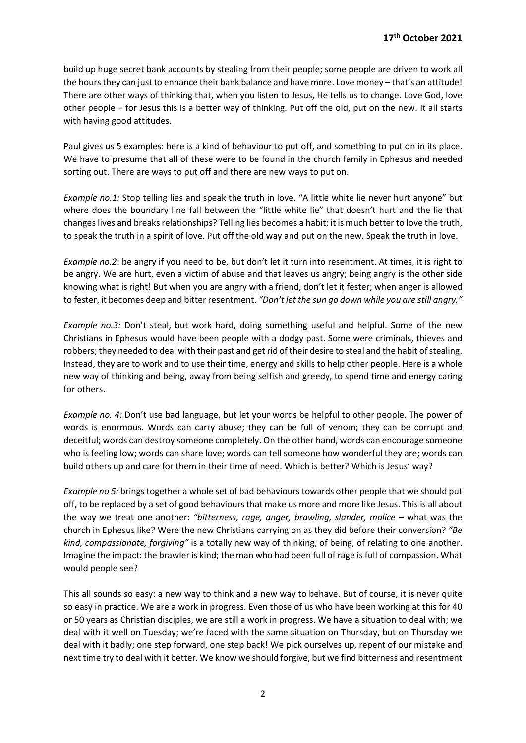build up huge secret bank accounts by stealing from their people; some people are driven to work all the hours they can just to enhance their bank balance and have more. Love money – that's an attitude! There are other ways of thinking that, when you listen to Jesus, He tells us to change. Love God, love other people – for Jesus this is a better way of thinking. Put off the old, put on the new. It all starts with having good attitudes.

Paul gives us 5 examples: here is a kind of behaviour to put off, and something to put on in its place. We have to presume that all of these were to be found in the church family in Ephesus and needed sorting out. There are ways to put off and there are new ways to put on.

*Example no.1:* Stop telling lies and speak the truth in love. "A little white lie never hurt anyone" but where does the boundary line fall between the "little white lie" that doesn't hurt and the lie that changes lives and breaks relationships? Telling lies becomes a habit; it is much better to love the truth, to speak the truth in a spirit of love. Put off the old way and put on the new. Speak the truth in love.

*Example no.2*: be angry if you need to be, but don't let it turn into resentment. At times, it is right to be angry. We are hurt, even a victim of abuse and that leaves us angry; being angry is the other side knowing what is right! But when you are angry with a friend, don't let it fester; when anger is allowed to fester, it becomes deep and bitter resentment. *"Don't let the sun go down while you are still angry."*

*Example no.3:* Don't steal, but work hard, doing something useful and helpful. Some of the new Christians in Ephesus would have been people with a dodgy past. Some were criminals, thieves and robbers; they needed to deal with their past and get rid of their desire to steal and the habit of stealing. Instead, they are to work and to use their time, energy and skills to help other people. Here is a whole new way of thinking and being, away from being selfish and greedy, to spend time and energy caring for others.

*Example no. 4:* Don't use bad language, but let your words be helpful to other people. The power of words is enormous. Words can carry abuse; they can be full of venom; they can be corrupt and deceitful; words can destroy someone completely. On the other hand, words can encourage someone who is feeling low; words can share love; words can tell someone how wonderful they are; words can build others up and care for them in their time of need. Which is better? Which is Jesus' way?

*Example no 5:* brings together a whole set of bad behaviours towards other people that we should put off, to be replaced by a set of good behaviours that make us more and more like Jesus. This is all about the way we treat one another: *"bitterness, rage, anger, brawling, slander, malice* – what was the church in Ephesus like? Were the new Christians carrying on as they did before their conversion? *"Be kind, compassionate, forgiving"* is a totally new way of thinking, of being, of relating to one another. Imagine the impact: the brawler is kind; the man who had been full of rage is full of compassion. What would people see?

This all sounds so easy: a new way to think and a new way to behave. But of course, it is never quite so easy in practice. We are a work in progress. Even those of us who have been working at this for 40 or 50 years as Christian disciples, we are still a work in progress. We have a situation to deal with; we deal with it well on Tuesday; we're faced with the same situation on Thursday, but on Thursday we deal with it badly; one step forward, one step back! We pick ourselves up, repent of our mistake and next time try to deal with it better. We know we should forgive, but we find bitterness and resentment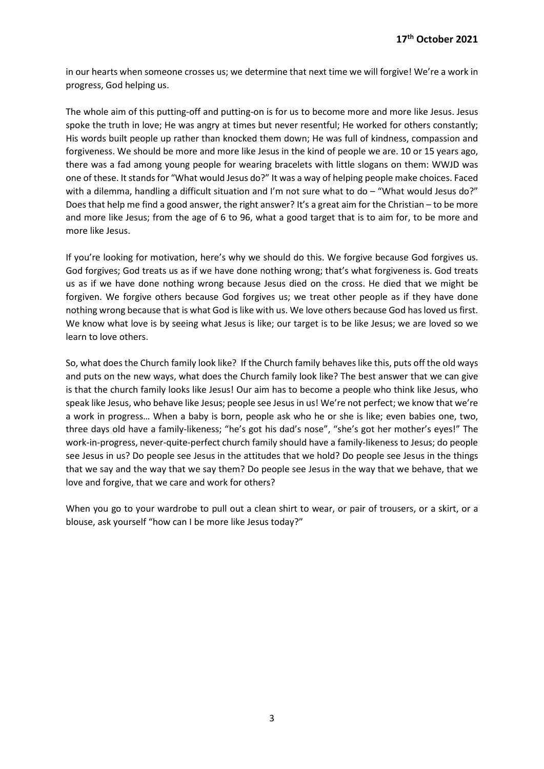in our hearts when someone crosses us; we determine that next time we will forgive! We're a work in progress, God helping us.

The whole aim of this putting-off and putting-on is for us to become more and more like Jesus. Jesus spoke the truth in love; He was angry at times but never resentful; He worked for others constantly; His words built people up rather than knocked them down; He was full of kindness, compassion and forgiveness. We should be more and more like Jesus in the kind of people we are. 10 or 15 years ago, there was a fad among young people for wearing bracelets with little slogans on them: WWJD was one of these. It stands for "What would Jesus do?" It was a way of helping people make choices. Faced with a dilemma, handling a difficult situation and I'm not sure what to do – "What would Jesus do?" Does that help me find a good answer, the right answer? It's a great aim for the Christian – to be more and more like Jesus; from the age of 6 to 96, what a good target that is to aim for, to be more and more like Jesus.

If you're looking for motivation, here's why we should do this. We forgive because God forgives us. God forgives; God treats us as if we have done nothing wrong; that's what forgiveness is. God treats us as if we have done nothing wrong because Jesus died on the cross. He died that we might be forgiven. We forgive others because God forgives us; we treat other people as if they have done nothing wrong because that is what God is like with us. We love others because God has loved us first. We know what love is by seeing what Jesus is like; our target is to be like Jesus; we are loved so we learn to love others.

So, what does the Church family look like? If the Church family behaves like this, puts off the old ways and puts on the new ways, what does the Church family look like? The best answer that we can give is that the church family looks like Jesus! Our aim has to become a people who think like Jesus, who speak like Jesus, who behave like Jesus; people see Jesus in us! We're not perfect; we know that we're a work in progress… When a baby is born, people ask who he or she is like; even babies one, two, three days old have a family-likeness; "he's got his dad's nose", "she's got her mother's eyes!" The work-in-progress, never-quite-perfect church family should have a family-likeness to Jesus; do people see Jesus in us? Do people see Jesus in the attitudes that we hold? Do people see Jesus in the things that we say and the way that we say them? Do people see Jesus in the way that we behave, that we love and forgive, that we care and work for others?

When you go to your wardrobe to pull out a clean shirt to wear, or pair of trousers, or a skirt, or a blouse, ask yourself "how can I be more like Jesus today?"